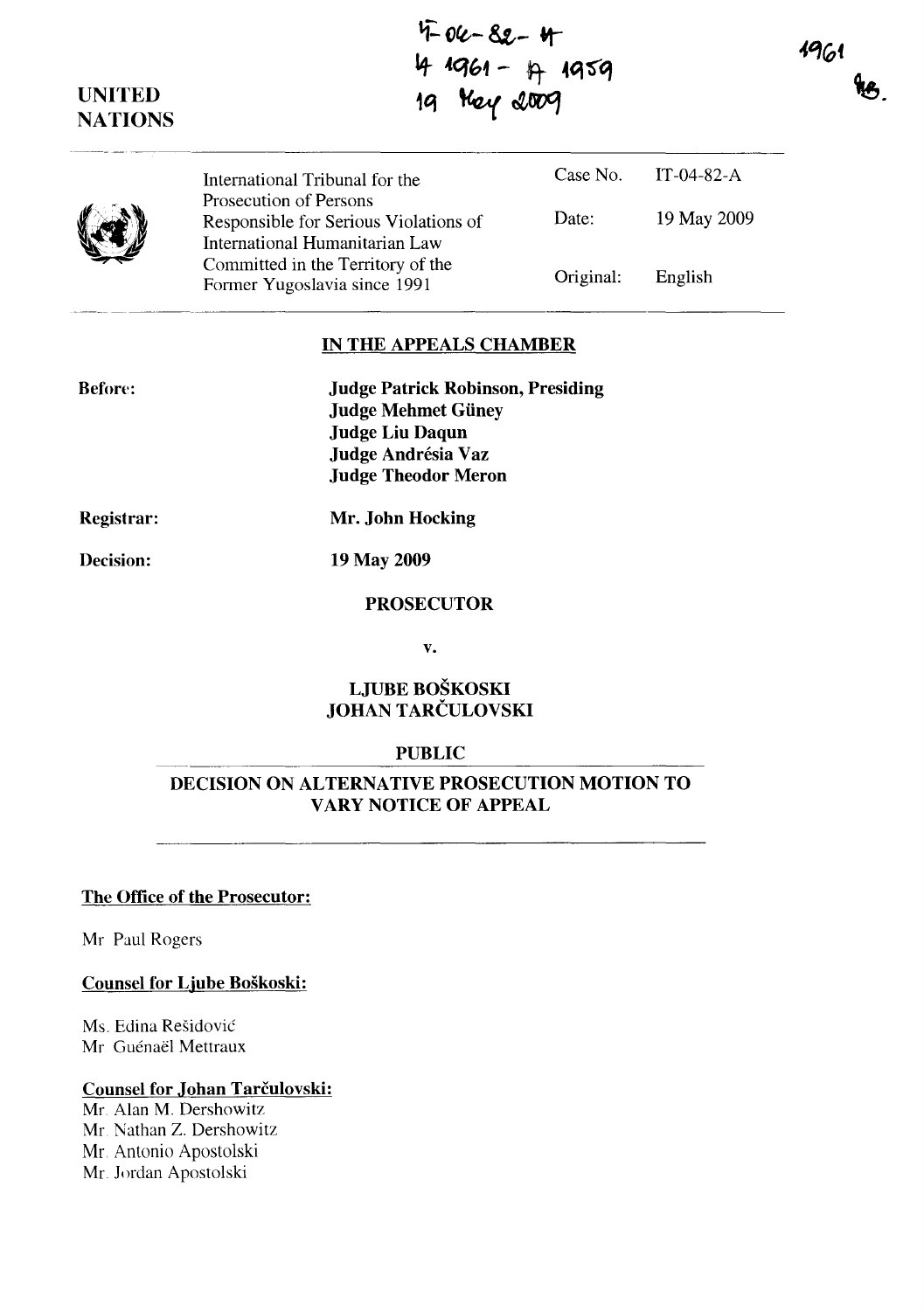IT-04-82-A
A 1961 - A 1959
19 May 2009

1961
MB.

UNITED NATIONS

International Tribunal for the Prosecution of Persons Responsible for Serious Violations of International Humanitarian Law Committed in the Territory of the Former Yugoslavia since 1991

| | |
|---|---|
| Case No. | IT-04-82-A |
| Date: | 19 May 2009 |
| Original: | English |

## IN THE APPEALS CHAMBER

**Before:**

**Judge Patrick Robinson, Presiding**
**Judge Mehmet Güney**
**Judge Liu Daqun**
**Judge Andrésia Vaz**
**Judge Theodor Meron**

**Registrar:** **Mr. John Hocking**

**Decision:** **19 May 2009**

**PROSECUTOR**

**v.**

**LJUBE BOŠKOSKI**
**JOHAN TARČULOVSKI**

**PUBLIC**

## DECISION ON ALTERNATIVE PROSECUTION MOTION TO VARY NOTICE OF APPEAL

**The Office of the Prosecutor:**

Mr Paul Rogers

**Counsel for Ljube Boškoski:**

Ms. Edina Rešidović
Mr Guénaël Mettraux

**Counsel for Johan Tarčulovski:**

Mr. Alan M. Dershowitz
Mr. Nathan Z. Dershowitz
Mr. Antonio Apostolski
Mr. Jordan Apostolski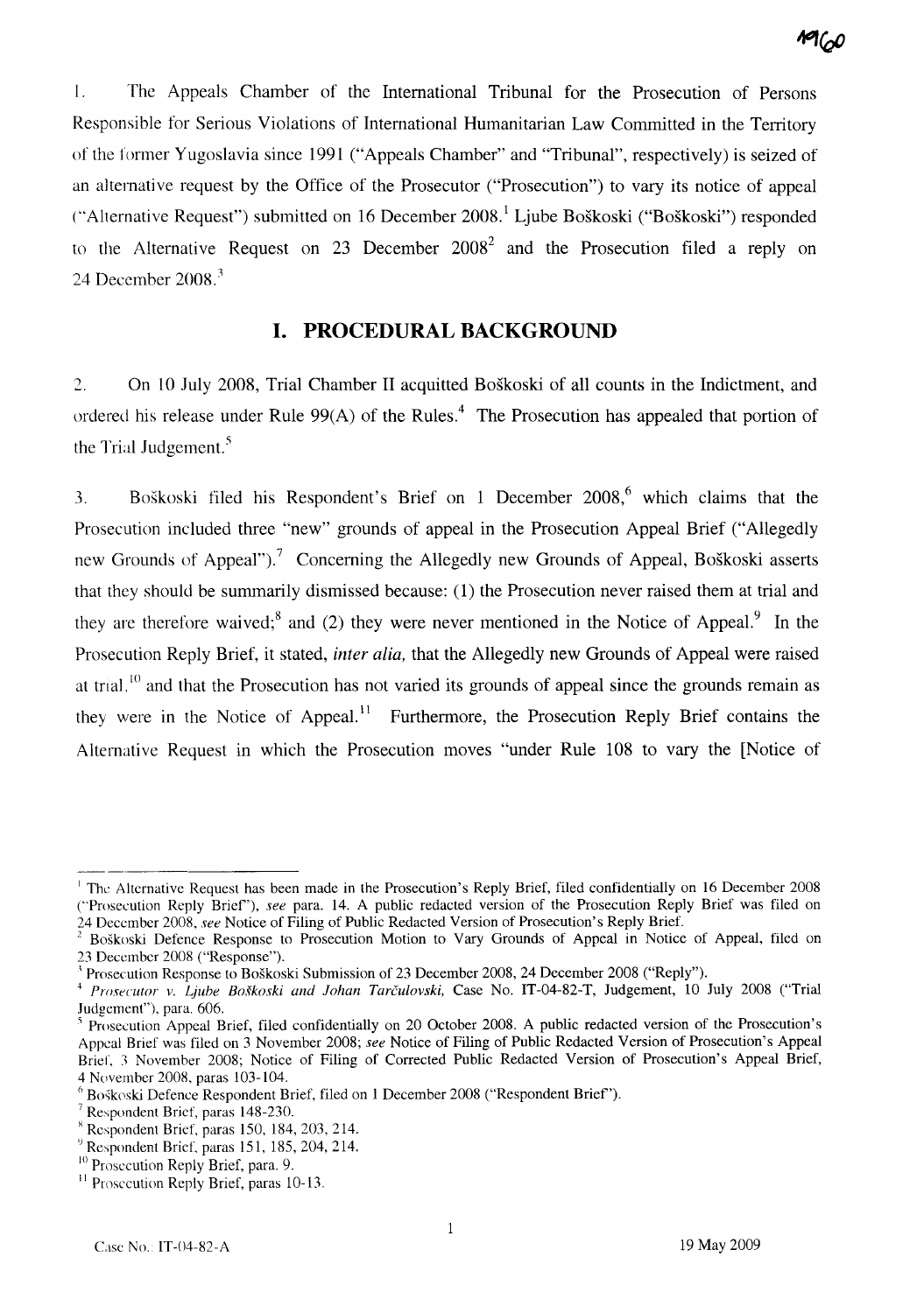1. The Appeals Chamber of the International Tribunal for the Prosecution of Persons Responsible for Serious Violations of International Humanitarian Law Committed in the Territory of the former Yugoslavia since 1991 ("Appeals Chamber" and "Tribunal", respectively) is seized of an alternative request by the Office of the Prosecutor ("Prosecution") to vary its notice of appeal ("Alternative Request") submitted on 16 December 2008.[1] Ljube Boškoski ("Boškoski") responded to the Alternative Request on 23 December 2008[2] and the Prosecution filed a reply on 24 December 2008.[3]

## I. PROCEDURAL BACKGROUND

2. On 10 July 2008, Trial Chamber II acquitted Boškoski of all counts in the Indictment, and ordered his release under Rule 99(A) of the Rules.[4] The Prosecution has appealed that portion of the Trial Judgement.[5]

3. Boškoski filed his Respondent's Brief on 1 December 2008,[6] which claims that the Prosecution included three "new" grounds of appeal in the Prosecution Appeal Brief ("Allegedly new Grounds of Appeal").[7] Concerning the Allegedly new Grounds of Appeal, Boškoski asserts that they should be summarily dismissed because: (1) the Prosecution never raised them at trial and they are therefore waived;[8] and (2) they were never mentioned in the Notice of Appeal.[9] In the Prosecution Reply Brief, it stated, *inter alia*, that the Allegedly new Grounds of Appeal were raised at trial,[10] and that the Prosecution has not varied its grounds of appeal since the grounds remain as they were in the Notice of Appeal.[11] Furthermore, the Prosecution Reply Brief contains the Alternative Request in which the Prosecution moves "under Rule 108 to vary the [Notice of

---

[1] The Alternative Request has been made in the Prosecution's Reply Brief, filed confidentially on 16 December 2008 ("Prosecution Reply Brief"), *see* para. 14. A public redacted version of the Prosecution Reply Brief was filed on 24 December 2008, *see* Notice of Filing of Public Redacted Version of Prosecution's Reply Brief.

[2] Boškoski Defence Response to Prosecution Motion to Vary Grounds of Appeal in Notice of Appeal, filed on 23 December 2008 ("Response").

[3] Prosecution Response to Boškoski Submission of 23 December 2008, 24 December 2008 ("Reply").

[4] *Prosecutor v. Ljube Boškoski and Johan Tarčulovski*, Case No. IT-04-82-T, Judgement, 10 July 2008 ("Trial Judgement"), para. 606.

[5] Prosecution Appeal Brief, filed confidentially on 20 October 2008. A public redacted version of the Prosecution's Appeal Brief was filed on 3 November 2008; *see* Notice of Filing of Public Redacted Version of Prosecution's Appeal Brief, 3 November 2008; Notice of Filing of Corrected Public Redacted Version of Prosecution's Appeal Brief, 4 November 2008, paras 103-104.

[6] Boškoski Defence Respondent Brief, filed on 1 December 2008 ("Respondent Brief").

[7] Respondent Brief, paras 148-230.

[8] Respondent Brief, paras 150, 184, 203, 214.

[9] Respondent Brief, paras 151, 185, 204, 214.

[10] Prosecution Reply Brief, para. 9.

[11] Prosecution Reply Brief, paras 10-13.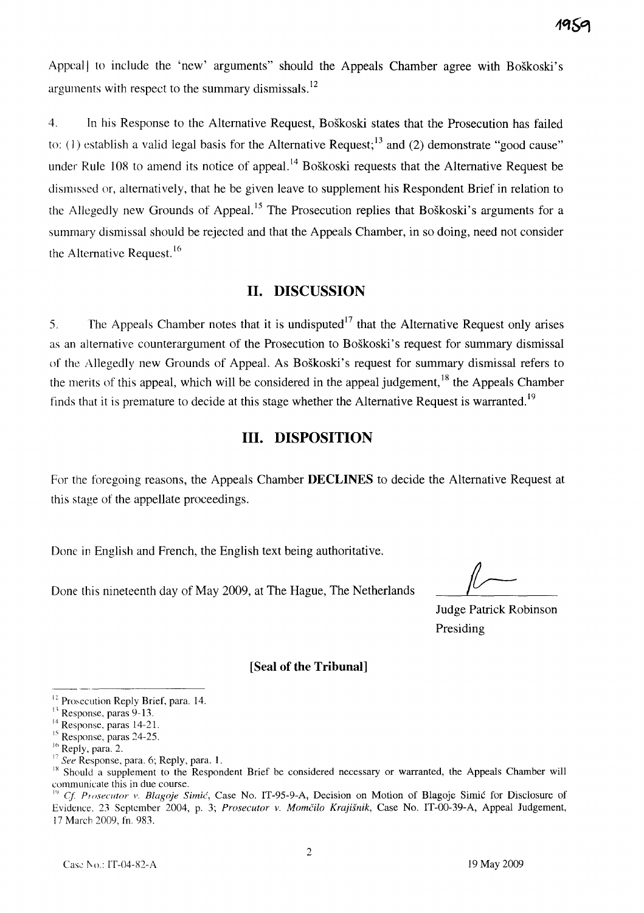Appeal] to include the 'new' arguments" should the Appeals Chamber agree with Boškoski's arguments with respect to the summary dismissals.[12]

4. In his Response to the Alternative Request, Boškoski states that the Prosecution has failed to: (1) establish a valid legal basis for the Alternative Request;[13] and (2) demonstrate "good cause" under Rule 108 to amend its notice of appeal.[14] Boškoski requests that the Alternative Request be dismissed or, alternatively, that he be given leave to supplement his Respondent Brief in relation to the Allegedly new Grounds of Appeal.[15] The Prosecution replies that Boškoski's arguments for a summary dismissal should be rejected and that the Appeals Chamber, in so doing, need not consider the Alternative Request.[16]

## II. DISCUSSION

5. The Appeals Chamber notes that it is undisputed[17] that the Alternative Request only arises as an alternative counterargument of the Prosecution to Boškoski's request for summary dismissal of the Allegedly new Grounds of Appeal. As Boškoski's request for summary dismissal refers to the merits of this appeal, which will be considered in the appeal judgement,[18] the Appeals Chamber finds that it is premature to decide at this stage whether the Alternative Request is warranted.[19]

## III. DISPOSITION

For the foregoing reasons, the Appeals Chamber **DECLINES** to decide the Alternative Request at this stage of the appellate proceedings.

Done in English and French, the English text being authoritative.

Done this nineteenth day of May 2009, at The Hague, The Netherlands

Judge Patrick Robinson
Presiding

**[Seal of the Tribunal]**

---

[12] Prosecution Reply Brief, para. 14.

[13] Response, paras 9-13.

[14] Response, paras 14-21.

[15] Response, paras 24-25.

[16] Reply, para. 2.

[17] *See* Response, para. 6; Reply, para. 1.

[18] Should a supplement to the Respondent Brief be considered necessary or warranted, the Appeals Chamber will communicate this in due course.

[19] *Cf. Prosecutor v. Blagoje Simić*, Case No. IT-95-9-A, Decision on Motion of Blagoje Simić for Disclosure of Evidence, 23 September 2004, p. 3; *Prosecutor v. Momčilo Krajišnik*, Case No. IT-00-39-A, Appeal Judgement, 17 March 2009, fn. 983.